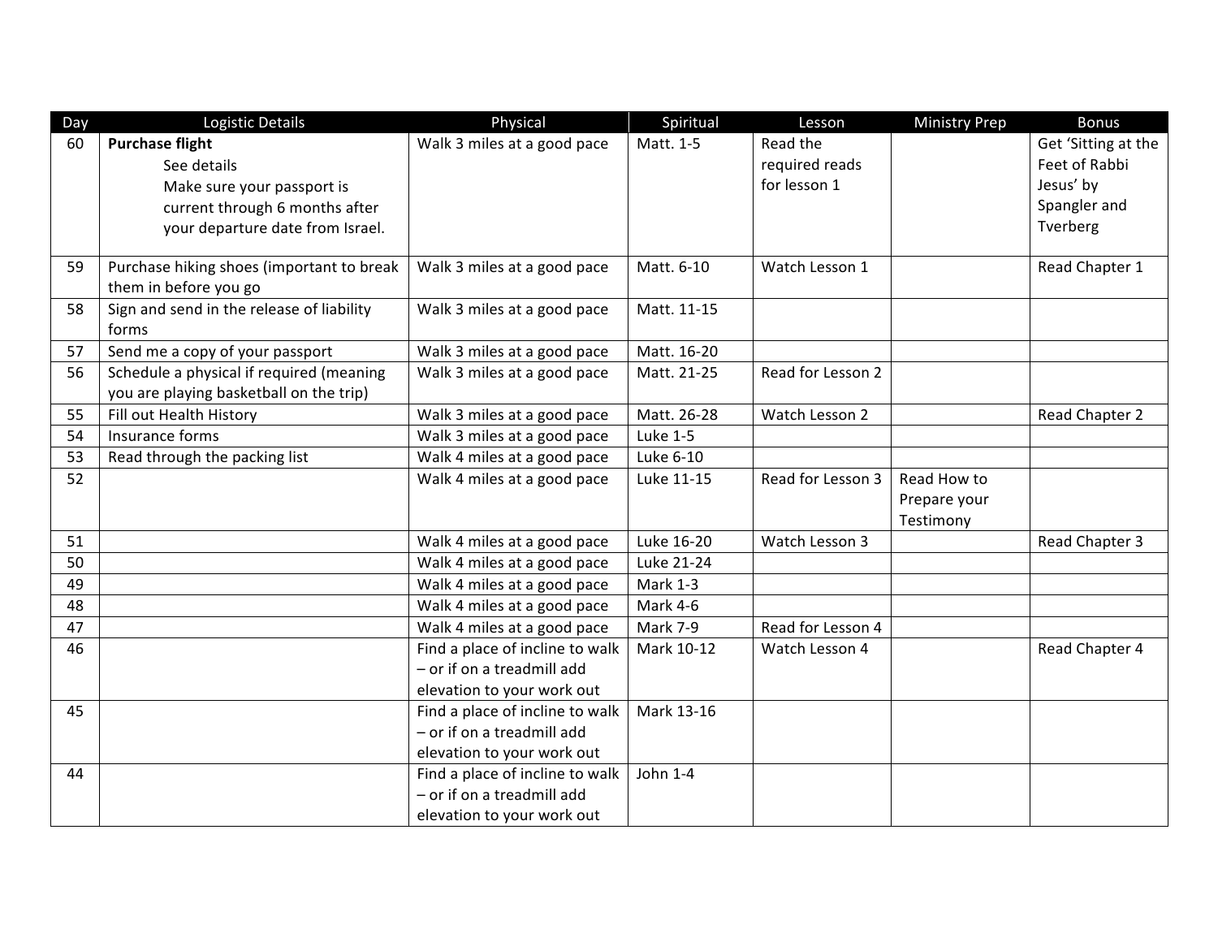| Day | Logistic Details | Physical | Spiritual | Lesson | Ministry Prep | Bonus |
|---|---|---|---|---|---|---|
| 60 | **Purchase flight**<br>See details<br>Make sure your passport is current through 6 months after your departure date from Israel. | Walk 3 miles at a good pace | Matt. 1-5 | Read the required reads for lesson 1 | | Get 'Sitting at the Feet of Rabbi Jesus' by Spangler and Tverberg |
| 59 | Purchase hiking shoes (important to break them in before you go | Walk 3 miles at a good pace | Matt. 6-10 | Watch Lesson 1 | | Read Chapter 1 |
| 58 | Sign and send in the release of liability forms | Walk 3 miles at a good pace | Matt. 11-15 | | | |
| 57 | Send me a copy of your passport | Walk 3 miles at a good pace | Matt. 16-20 | | | |
| 56 | Schedule a physical if required (meaning you are playing basketball on the trip) | Walk 3 miles at a good pace | Matt. 21-25 | Read for Lesson 2 | | |
| 55 | Fill out Health History | Walk 3 miles at a good pace | Matt. 26-28 | Watch Lesson 2 | | Read Chapter 2 |
| 54 | Insurance forms | Walk 3 miles at a good pace | Luke 1-5 | | | |
| 53 | Read through the packing list | Walk 4 miles at a good pace | Luke 6-10 | | | |
| 52 | | Walk 4 miles at a good pace | Luke 11-15 | Read for Lesson 3 | Read How to Prepare your Testimony | |
| 51 | | Walk 4 miles at a good pace | Luke 16-20 | Watch Lesson 3 | | Read Chapter 3 |
| 50 | | Walk 4 miles at a good pace | Luke 21-24 | | | |
| 49 | | Walk 4 miles at a good pace | Mark 1-3 | | | |
| 48 | | Walk 4 miles at a good pace | Mark 4-6 | | | |
| 47 | | Walk 4 miles at a good pace | Mark 7-9 | Read for Lesson 4 | | |
| 46 | | Find a place of incline to walk – or if on a treadmill add elevation to your work out | Mark 10-12 | Watch Lesson 4 | | Read Chapter 4 |
| 45 | | Find a place of incline to walk – or if on a treadmill add elevation to your work out | Mark 13-16 | | | |
| 44 | | Find a place of incline to walk – or if on a treadmill add elevation to your work out | John 1-4 | | | |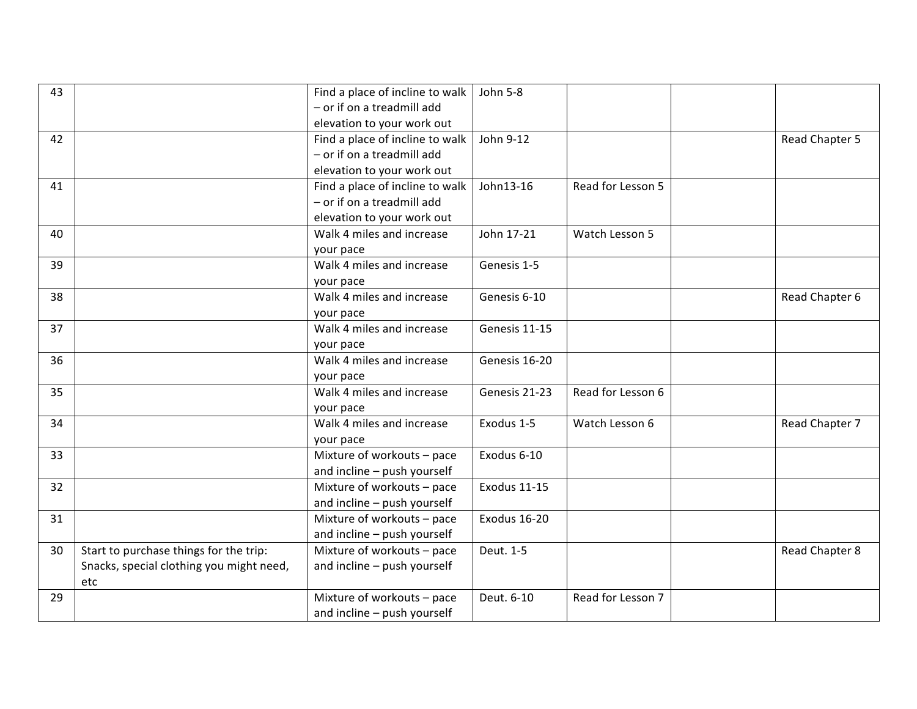| | | | | | | |
|---|---|---|---|---|---|---|
| 43 | | Find a place of incline to walk – or if on a treadmill add elevation to your work out | John 5-8 | | | |
| 42 | | Find a place of incline to walk – or if on a treadmill add elevation to your work out | John 9-12 | | | Read Chapter 5 |
| 41 | | Find a place of incline to walk – or if on a treadmill add elevation to your work out | John13-16 | Read for Lesson 5 | | |
| 40 | | Walk 4 miles and increase your pace | John 17-21 | Watch Lesson 5 | | |
| 39 | | Walk 4 miles and increase your pace | Genesis 1-5 | | | |
| 38 | | Walk 4 miles and increase your pace | Genesis 6-10 | | | Read Chapter 6 |
| 37 | | Walk 4 miles and increase your pace | Genesis 11-15 | | | |
| 36 | | Walk 4 miles and increase your pace | Genesis 16-20 | | | |
| 35 | | Walk 4 miles and increase your pace | Genesis 21-23 | Read for Lesson 6 | | |
| 34 | | Walk 4 miles and increase your pace | Exodus 1-5 | Watch Lesson 6 | | Read Chapter 7 |
| 33 | | Mixture of workouts – pace and incline – push yourself | Exodus 6-10 | | | |
| 32 | | Mixture of workouts – pace and incline – push yourself | Exodus 11-15 | | | |
| 31 | | Mixture of workouts – pace and incline – push yourself | Exodus 16-20 | | | |
| 30 | Start to purchase things for the trip: Snacks, special clothing you might need, etc | Mixture of workouts – pace and incline – push yourself | Deut. 1-5 | | | Read Chapter 8 |
| 29 | | Mixture of workouts – pace and incline – push yourself | Deut. 6-10 | Read for Lesson 7 | | |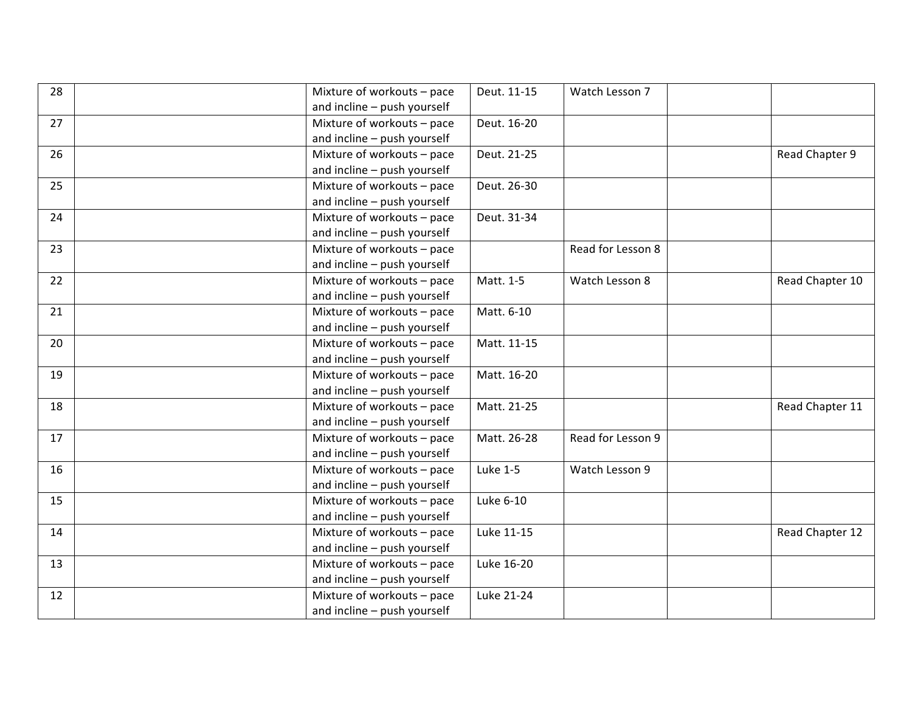| | | | | | | |
|---|---|---|---|---|---|---|
| 28 | | Mixture of workouts – pace and incline – push yourself | Deut. 11-15 | Watch Lesson 7 | | |
| 27 | | Mixture of workouts – pace and incline – push yourself | Deut. 16-20 | | | |
| 26 | | Mixture of workouts – pace and incline – push yourself | Deut. 21-25 | | | Read Chapter 9 |
| 25 | | Mixture of workouts – pace and incline – push yourself | Deut. 26-30 | | | |
| 24 | | Mixture of workouts – pace and incline – push yourself | Deut. 31-34 | | | |
| 23 | | Mixture of workouts – pace and incline – push yourself | | Read for Lesson 8 | | |
| 22 | | Mixture of workouts – pace and incline – push yourself | Matt. 1-5 | Watch Lesson 8 | | Read Chapter 10 |
| 21 | | Mixture of workouts – pace and incline – push yourself | Matt. 6-10 | | | |
| 20 | | Mixture of workouts – pace and incline – push yourself | Matt. 11-15 | | | |
| 19 | | Mixture of workouts – pace and incline – push yourself | Matt. 16-20 | | | |
| 18 | | Mixture of workouts – pace and incline – push yourself | Matt. 21-25 | | | Read Chapter 11 |
| 17 | | Mixture of workouts – pace and incline – push yourself | Matt. 26-28 | Read for Lesson 9 | | |
| 16 | | Mixture of workouts – pace and incline – push yourself | Luke 1-5 | Watch Lesson 9 | | |
| 15 | | Mixture of workouts – pace and incline – push yourself | Luke 6-10 | | | |
| 14 | | Mixture of workouts – pace and incline – push yourself | Luke 11-15 | | | Read Chapter 12 |
| 13 | | Mixture of workouts – pace and incline – push yourself | Luke 16-20 | | | |
| 12 | | Mixture of workouts – pace and incline – push yourself | Luke 21-24 | | | |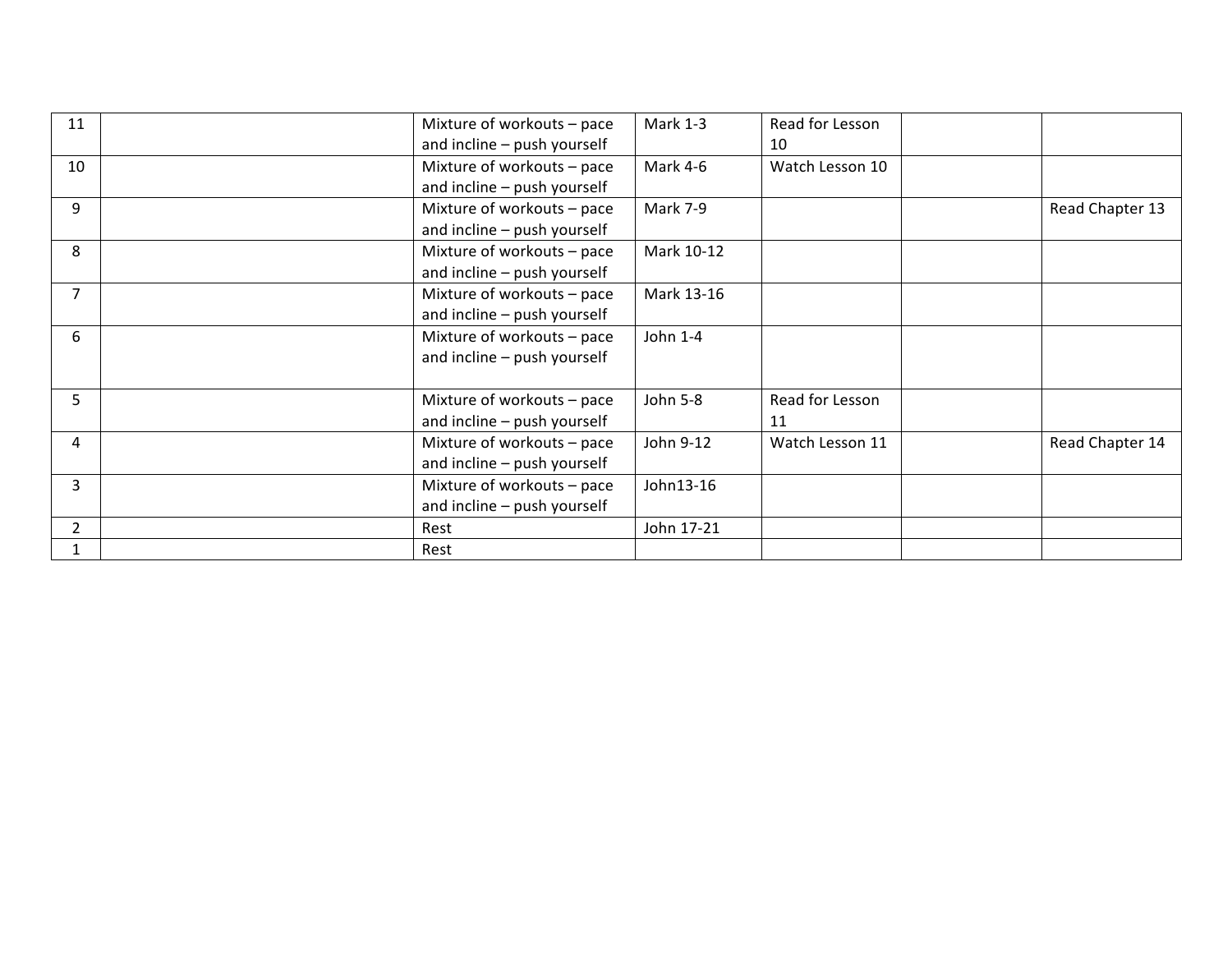| | | | | | | |
|---|---|---|---|---|---|---|
| 11 | | Mixture of workouts – pace and incline – push yourself | Mark 1-3 | Read for Lesson 10 | | |
| 10 | | Mixture of workouts – pace and incline – push yourself | Mark 4-6 | Watch Lesson 10 | | |
| 9 | | Mixture of workouts – pace and incline – push yourself | Mark 7-9 | | | Read Chapter 13 |
| 8 | | Mixture of workouts – pace and incline – push yourself | Mark 10-12 | | | |
| 7 | | Mixture of workouts – pace and incline – push yourself | Mark 13-16 | | | |
| 6 | | Mixture of workouts – pace and incline – push yourself | John 1-4 | | | |
| 5 | | Mixture of workouts – pace and incline – push yourself | John 5-8 | Read for Lesson 11 | | |
| 4 | | Mixture of workouts – pace and incline – push yourself | John 9-12 | Watch Lesson 11 | | Read Chapter 14 |
| 3 | | Mixture of workouts – pace and incline – push yourself | John13-16 | | | |
| 2 | | Rest | John 17-21 | | | |
| 1 | | Rest | | | | |